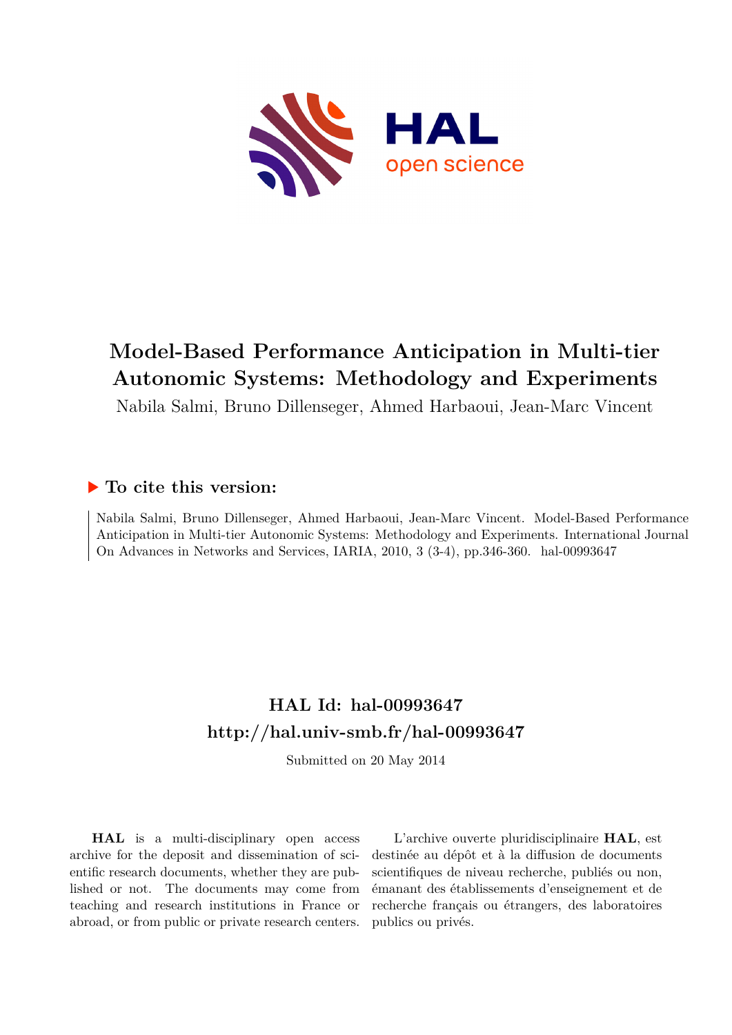# Model-Based Performance Anticipation in Multi-tier Autonomic Systems: Methodology and Experiments

Nabila Salmi, Bruno Dillenseger, Ahmed Harbaoui, Jean-Marc Vincent

## ▶ To cite this version:

Nabila Salmi, Bruno Dillenseger, Ahmed Harbaoui, Jean-Marc Vincent. Model-Based Performance Anticipation in Multi-tier Autonomic Systems: Methodology and Experiments. International Journal On Advances in Networks and Services, IARIA, 2010, 3 (3-4), pp.346-360. hal-00993647

## HAL Id: hal-00993647
## http://hal.univ-smb.fr/hal-00993647

Submitted on 20 May 2014

**HAL** is a multi-disciplinary open access archive for the deposit and dissemination of scientific research documents, whether they are published or not. The documents may come from teaching and research institutions in France or abroad, or from public or private research centers.

L'archive ouverte pluridisciplinaire **HAL**, est destinée au dépôt et à la diffusion de documents scientifiques de niveau recherche, publiés ou non, émanant des établissements d'enseignement et de recherche français ou étrangers, des laboratoires publics ou privés.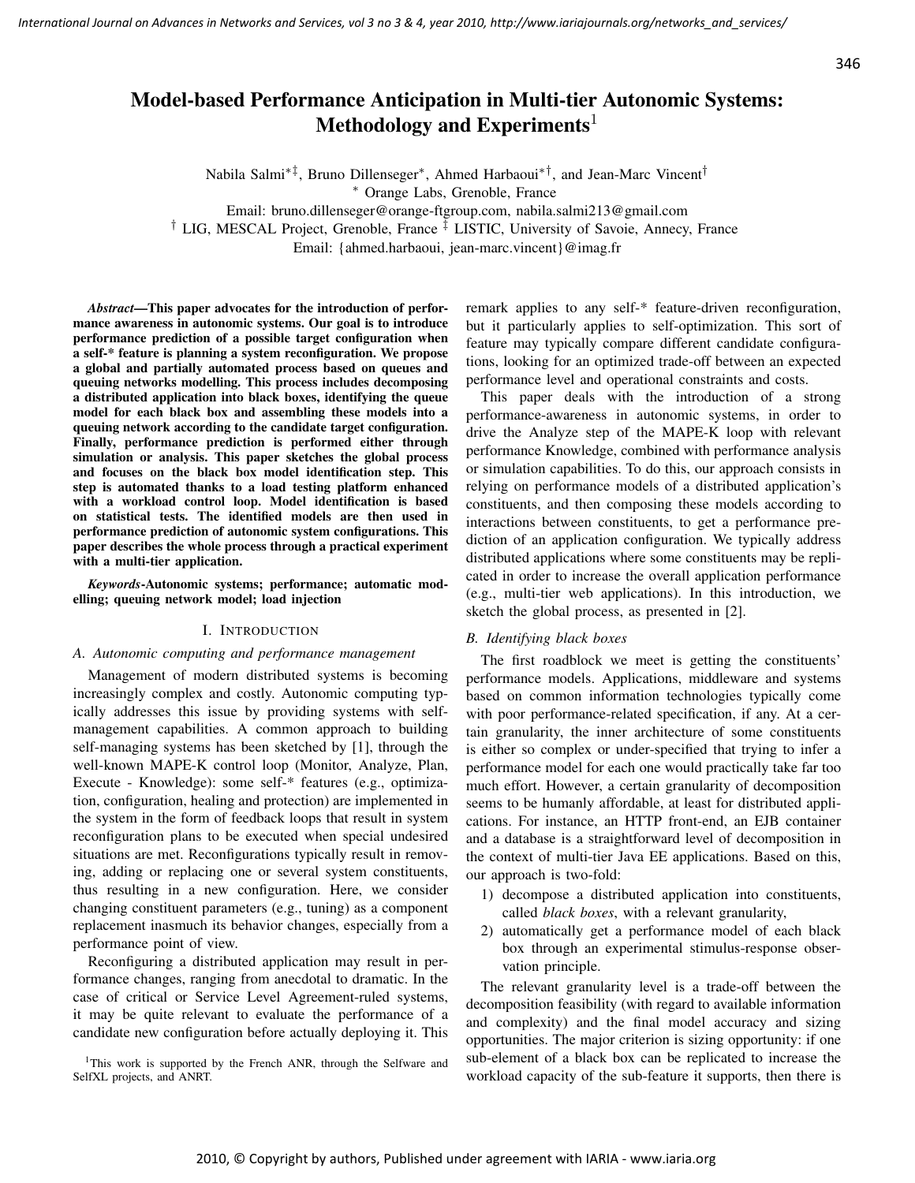# Model-based Performance Anticipation in Multi-tier Autonomic Systems: Methodology and Experiments[1]

Nabila Salmi*‡, Bruno Dillenseger*, Ahmed Harbaoui*†, and Jean-Marc Vincent†

* Orange Labs, Grenoble, France

Email: bruno.dillenseger@orange-ftgroup.com, nabila.salmi213@gmail.com

† LIG, MESCAL Project, Grenoble, France ‡ LISTIC, University of Savoie, Annecy, France

Email: {ahmed.harbaoui, jean-marc.vincent}@imag.fr

***Abstract*—This paper advocates for the introduction of performance awareness in autonomic systems. Our goal is to introduce performance prediction of a possible target configuration when a self-* feature is planning a system reconfiguration. We propose a global and partially automated process based on queues and queuing networks modelling. This process includes decomposing a distributed application into black boxes, identifying the queue model for each black box and assembling these models into a queuing network according to the candidate target configuration. Finally, performance prediction is performed either through simulation or analysis. This paper sketches the global process and focuses on the black box model identification step. This step is automated thanks to a load testing platform enhanced with a workload control loop. Model identification is based on statistical tests. The identified models are then used in performance prediction of autonomic system configurations. This paper describes the whole process through a practical experiment with a multi-tier application.**

***Keywords*-Autonomic systems; performance; automatic modelling; queuing network model; load injection**

## I. Introduction

### A. Autonomic computing and performance management

Management of modern distributed systems is becoming increasingly complex and costly. Autonomic computing typically addresses this issue by providing systems with self-management capabilities. A common approach to building self-managing systems has been sketched by [1], through the well-known MAPE-K control loop (Monitor, Analyze, Plan, Execute - Knowledge): some self-* features (e.g., optimization, configuration, healing and protection) are implemented in the system in the form of feedback loops that result in system reconfiguration plans to be executed when special undesired situations are met. Reconfigurations typically result in removing, adding or replacing one or several system constituents, thus resulting in a new configuration. Here, we consider changing constituent parameters (e.g., tuning) as a component replacement inasmuch its behavior changes, especially from a performance point of view.

Reconfiguring a distributed application may result in performance changes, ranging from anecdotal to dramatic. In the case of critical or Service Level Agreement-ruled systems, it may be quite relevant to evaluate the performance of a candidate new configuration before actually deploying it. This remark applies to any self-* feature-driven reconfiguration, but it particularly applies to self-optimization. This sort of feature may typically compare different candidate configurations, looking for an optimized trade-off between an expected performance level and operational constraints and costs.

This paper deals with the introduction of a strong performance-awareness in autonomic systems, in order to drive the Analyze step of the MAPE-K loop with relevant performance Knowledge, combined with performance analysis or simulation capabilities. To do this, our approach consists in relying on performance models of a distributed application's constituents, and then composing these models according to interactions between constituents, to get a performance prediction of an application configuration. We typically address distributed applications where some constituents may be replicated in order to increase the overall application performance (e.g., multi-tier web applications). In this introduction, we sketch the global process, as presented in [2].

### B. Identifying black boxes

The first roadblock we meet is getting the constituents' performance models. Applications, middleware and systems based on common information technologies typically come with poor performance-related specification, if any. At a certain granularity, the inner architecture of some constituents is either so complex or under-specified that trying to infer a performance model for each one would practically take far too much effort. However, a certain granularity of decomposition seems to be humanly affordable, at least for distributed applications. For instance, an HTTP front-end, an EJB container and a database is a straightforward level of decomposition in the context of multi-tier Java EE applications. Based on this, our approach is two-fold:

1) decompose a distributed application into constituents, called *black boxes*, with a relevant granularity,
2) automatically get a performance model of each black box through an experimental stimulus-response observation principle.

The relevant granularity level is a trade-off between the decomposition feasibility (with regard to available information and complexity) and the final model accuracy and sizing opportunities. The major criterion is sizing opportunity: if one sub-element of a black box can be replicated to increase the workload capacity of the sub-feature it supports, then there is

[1] This work is supported by the French ANR, through the Selfware and SelfXL projects, and ANRT.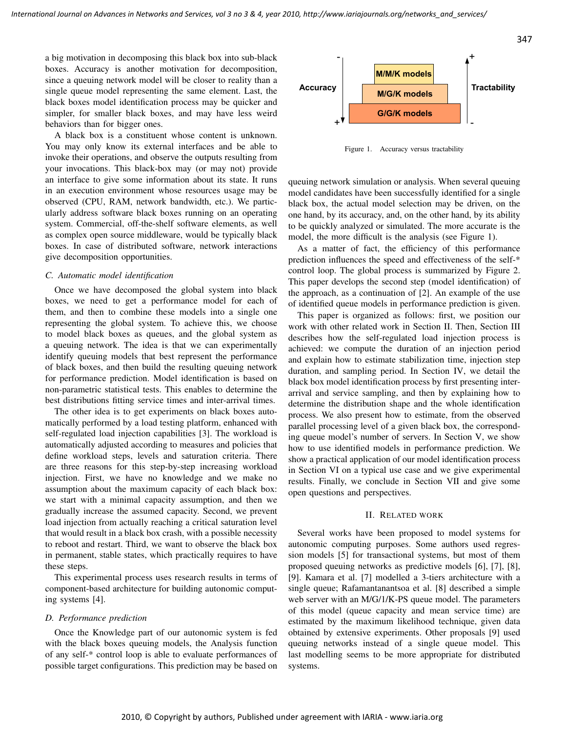a big motivation in decomposing this black box into sub-black boxes. Accuracy is another motivation for decomposition, since a queuing network model will be closer to reality than a single queue model representing the same element. Last, the black boxes model identification process may be quicker and simpler, for smaller black boxes, and may have less weird behaviors than for bigger ones.

A black box is a constituent whose content is unknown. You may only know its external interfaces and be able to invoke their operations, and observe the outputs resulting from your invocations. This black-box may (or may not) provide an interface to give some information about its state. It runs in an execution environment whose resources usage may be observed (CPU, RAM, network bandwidth, etc.). We particularly address software black boxes running on an operating system. Commercial, off-the-shelf software elements, as well as complex open source middleware, would be typically black boxes. In case of distributed software, network interactions give decomposition opportunities.

### C. Automatic model identification

Once we have decomposed the global system into black boxes, we need to get a performance model for each of them, and then to combine these models into a single one representing the global system. To achieve this, we choose to model black boxes as queues, and the global system as a queuing network. The idea is that we can experimentally identify queuing models that best represent the performance of black boxes, and then build the resulting queuing network for performance prediction. Model identification is based on non-parametric statistical tests. This enables to determine the best distributions fitting service times and inter-arrival times.

The other idea is to get experiments on black boxes automatically performed by a load testing platform, enhanced with self-regulated load injection capabilities [3]. The workload is automatically adjusted according to measures and policies that define workload steps, levels and saturation criteria. There are three reasons for this step-by-step increasing workload injection. First, we have no knowledge and we make no assumption about the maximum capacity of each black box: we start with a minimal capacity assumption, and then we gradually increase the assumed capacity. Second, we prevent load injection from actually reaching a critical saturation level that would result in a black box crash, with a possible necessity to reboot and restart. Third, we want to observe the black box in permanent, stable states, which practically requires to have these steps.

This experimental process uses research results in terms of component-based architecture for building autonomic computing systems [4].

### D. Performance prediction

Once the Knowledge part of our autonomic system is fed with the black boxes queuing models, the Analysis function of any self-* control loop is able to evaluate performances of possible target configurations. This prediction may be based on queuing network simulation or analysis. When several queuing model candidates have been successfully identified for a single black box, the actual model selection may be driven, on the one hand, by its accuracy, and, on the other hand, by its ability to be quickly analyzed or simulated. The more accurate is the model, the more difficult is the analysis (see Figure 1).

| Accuracy (- top, + bottom) | Models | Tractability (+ top, - bottom) |
|---|---|---|
| - | M/M/K models | + |
| | M/G/K models | |
| + | G/G/K models | - |

Figure 1. Accuracy versus tractability

As a matter of fact, the efficiency of this performance prediction influences the speed and effectiveness of the self-* control loop. The global process is summarized by Figure 2. This paper develops the second step (model identification) of the approach, as a continuation of [2]. An example of the use of identified queue models in performance prediction is given.

This paper is organized as follows: first, we position our work with other related work in Section II. Then, Section III describes how the self-regulated load injection process is achieved: we compute the duration of an injection period and explain how to estimate stabilization time, injection step duration, and sampling period. In Section IV, we detail the black box model identification process by first presenting inter-arrival and service sampling, and then by explaining how to determine the distribution shape and the whole identification process. We also present how to estimate, from the observed parallel processing level of a given black box, the corresponding queue model's number of servers. In Section V, we show how to use identified models in performance prediction. We show a practical application of our model identification process in Section VI on a typical use case and we give experimental results. Finally, we conclude in Section VII and give some open questions and perspectives.

## II. Related work

Several works have been proposed to model systems for autonomic computing purposes. Some authors used regression models [5] for transactional systems, but most of them proposed queuing networks as predictive models [6], [7], [8], [9]. Kamara et al. [7] modelled a 3-tiers architecture with a single queue; Rafamantanantsoa et al. [8] described a simple web server with an M/G/1/K-PS queue model. The parameters of this model (queue capacity and mean service time) are estimated by the maximum likelihood technique, given data obtained by extensive experiments. Other proposals [9] used queuing networks instead of a single queue model. This last modelling seems to be more appropriate for distributed systems.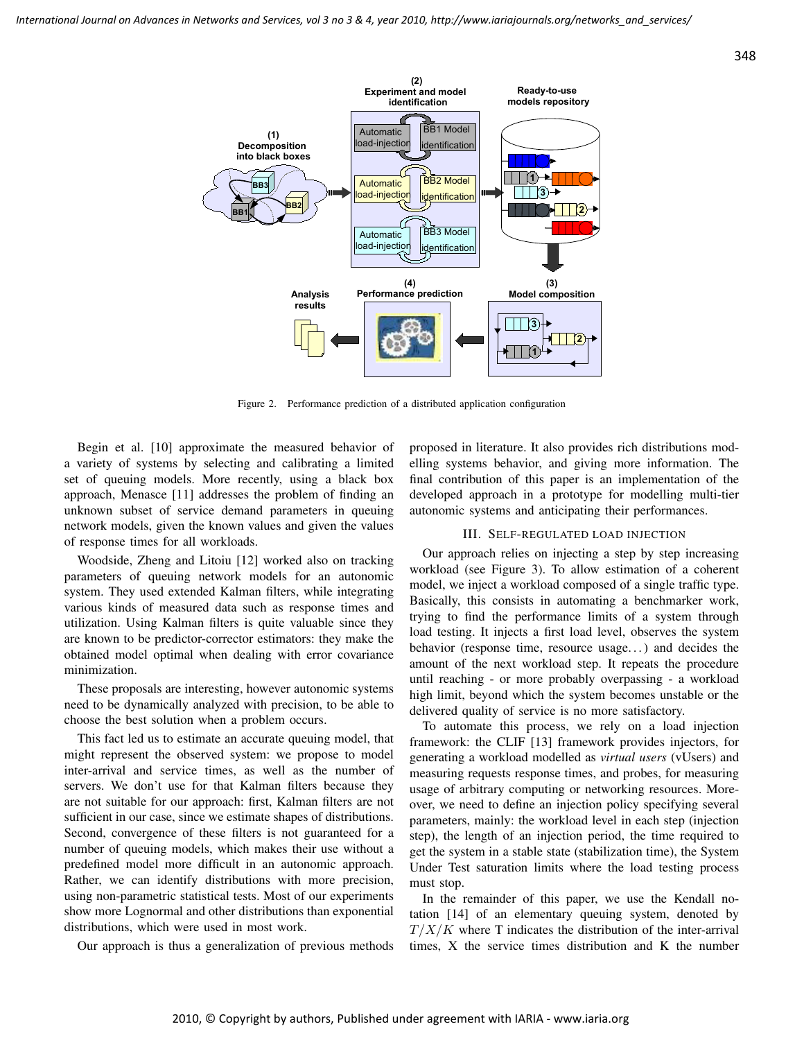Figure 2. Performance prediction of a distributed application configuration

Begin et al. [10] approximate the measured behavior of a variety of systems by selecting and calibrating a limited set of queuing models. More recently, using a black box approach, Menasce [11] addresses the problem of finding an unknown subset of service demand parameters in queuing network models, given the known values and given the values of response times for all workloads.

Woodside, Zheng and Litoiu [12] worked also on tracking parameters of queuing network models for an autonomic system. They used extended Kalman filters, while integrating various kinds of measured data such as response times and utilization. Using Kalman filters is quite valuable since they are known to be predictor-corrector estimators: they make the obtained model optimal when dealing with error covariance minimization.

These proposals are interesting, however autonomic systems need to be dynamically analyzed with precision, to be able to choose the best solution when a problem occurs.

This fact led us to estimate an accurate queuing model, that might represent the observed system: we propose to model inter-arrival and service times, as well as the number of servers. We don't use for that Kalman filters because they are not suitable for our approach: first, Kalman filters are not sufficient in our case, since we estimate shapes of distributions. Second, convergence of these filters is not guaranteed for a number of queuing models, which makes their use without a predefined model more difficult in an autonomic approach. Rather, we can identify distributions with more precision, using non-parametric statistical tests. Most of our experiments show more Lognormal and other distributions than exponential distributions, which were used in most work.

Our approach is thus a generalization of previous methods proposed in literature. It also provides rich distributions modelling systems behavior, and giving more information. The final contribution of this paper is an implementation of the developed approach in a prototype for modelling multi-tier autonomic systems and anticipating their performances.

## III. Self-regulated load injection

Our approach relies on injecting a step by step increasing workload (see Figure 3). To allow estimation of a coherent model, we inject a workload composed of a single traffic type. Basically, this consists in automating a benchmarker work, trying to find the performance limits of a system through load testing. It injects a first load level, observes the system behavior (response time, resource usage...) and decides the amount of the next workload step. It repeats the procedure until reaching - or more probably overpassing - a workload high limit, beyond which the system becomes unstable or the delivered quality of service is no more satisfactory.

To automate this process, we rely on a load injection framework: the CLIF [13] framework provides injectors, for generating a workload modelled as *virtual users* (vUsers) and measuring requests response times, and probes, for measuring usage of arbitrary computing or networking resources. Moreover, we need to define an injection policy specifying several parameters, mainly: the workload level in each step (injection step), the length of an injection period, the time required to get the system in a stable state (stabilization time), the System Under Test saturation limits where the load testing process must stop.

In the remainder of this paper, we use the Kendall notation [14] of an elementary queuing system, denoted by $T/X/K$ where T indicates the distribution of the inter-arrival times, X the service times distribution and K the number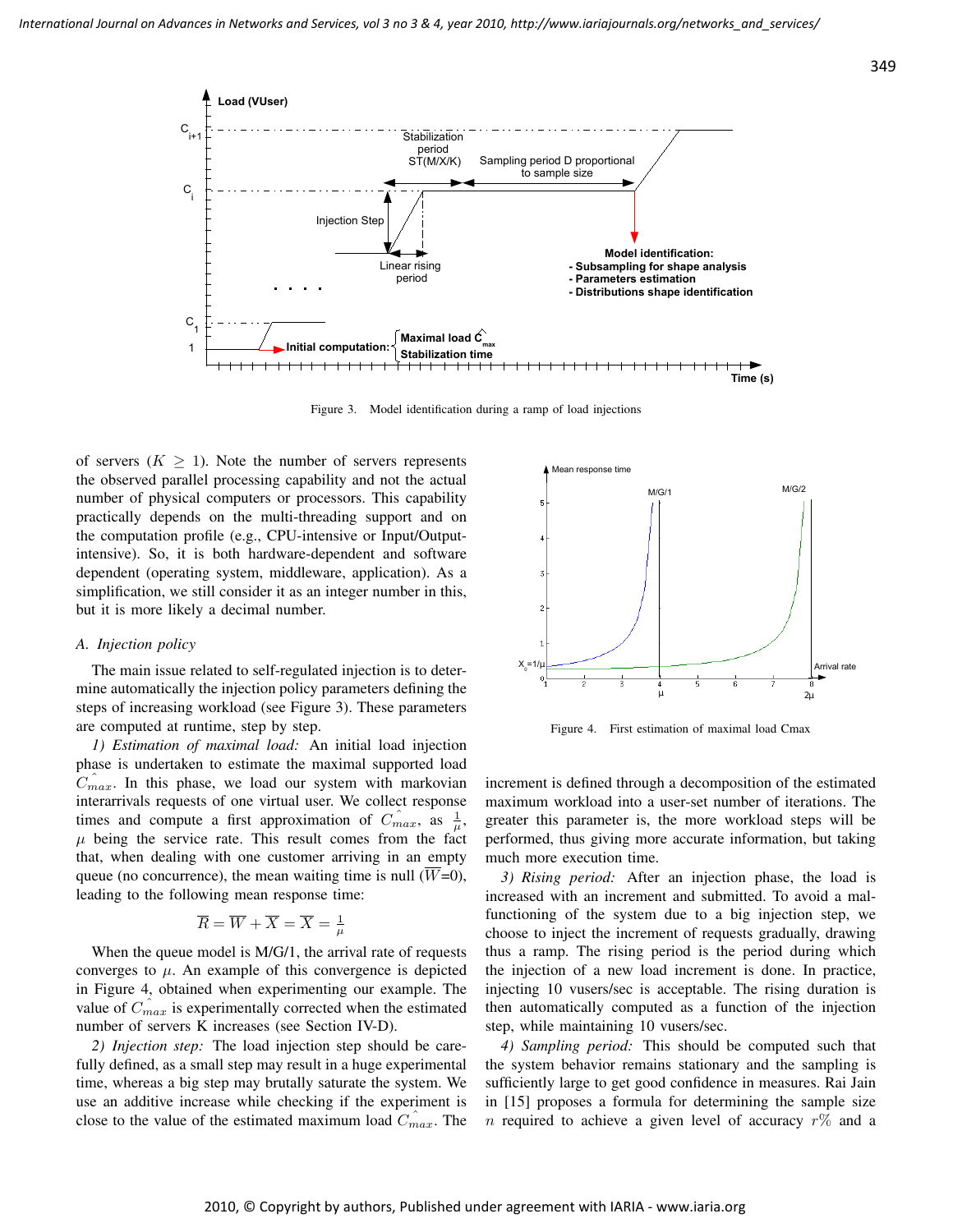Figure 3. Model identification during a ramp of load injections

of servers ($K \geq 1$). Note the number of servers represents the observed parallel processing capability and not the actual number of physical computers or processors. This capability practically depends on the multi-threading support and on the computation profile (e.g., CPU-intensive or Input/Output-intensive). So, it is both hardware-dependent and software dependent (operating system, middleware, application). As a simplification, we still consider it as an integer number in this, but it is more likely a decimal number.

### A. Injection policy

The main issue related to self-regulated injection is to determine automatically the injection policy parameters defining the steps of increasing workload (see Figure 3). These parameters are computed at runtime, step by step.

*1) Estimation of maximal load:* An initial load injection phase is undertaken to estimate the maximal supported load $\hat{C_{max}}$. In this phase, we load our system with markovian interarrivals requests of one virtual user. We collect response times and compute a first approximation of $\hat{C_{max}}$, as $\frac{1}{\mu}$, $\mu$ being the service rate. This result comes from the fact that, when dealing with one customer arriving in an empty queue (no concurrence), the mean waiting time is null ($\overline{W}$=0), leading to the following mean response time:

$$\overline{R} = \overline{W} + \overline{X} = \overline{X} = \frac{1}{\mu}$$

When the queue model is M/G/1, the arrival rate of requests converges to $\mu$. An example of this convergence is depicted in Figure 4, obtained when experimenting our example. The value of $\hat{C_{max}}$ is experimentally corrected when the estimated number of servers K increases (see Section IV-D).

*2) Injection step:* The load injection step should be carefully defined, as a small step may result in a huge experimental time, whereas a big step may brutally saturate the system. We use an additive increase while checking if the experiment is close to the value of the estimated maximum load $\hat{C_{max}}$. The increment is defined through a decomposition of the estimated maximum workload into a user-set number of iterations. The greater this parameter is, the more workload steps will be performed, thus giving more accurate information, but taking much more execution time.

Figure 4. First estimation of maximal load Cmax

*3) Rising period:* After an injection phase, the load is increased with an increment and submitted. To avoid a malfunctioning of the system due to a big injection step, we choose to inject the increment of requests gradually, drawing thus a ramp. The rising period is the period during which the injection of a new load increment is done. In practice, injecting 10 vusers/sec is acceptable. The rising duration is then automatically computed as a function of the injection step, while maintaining 10 vusers/sec.

*4) Sampling period:* This should be computed such that the system behavior remains stationary and the sampling is sufficiently large to get good confidence in measures. Rai Jain in [15] proposes a formula for determining the sample size $n$ required to achieve a given level of accuracy $r\%$ and a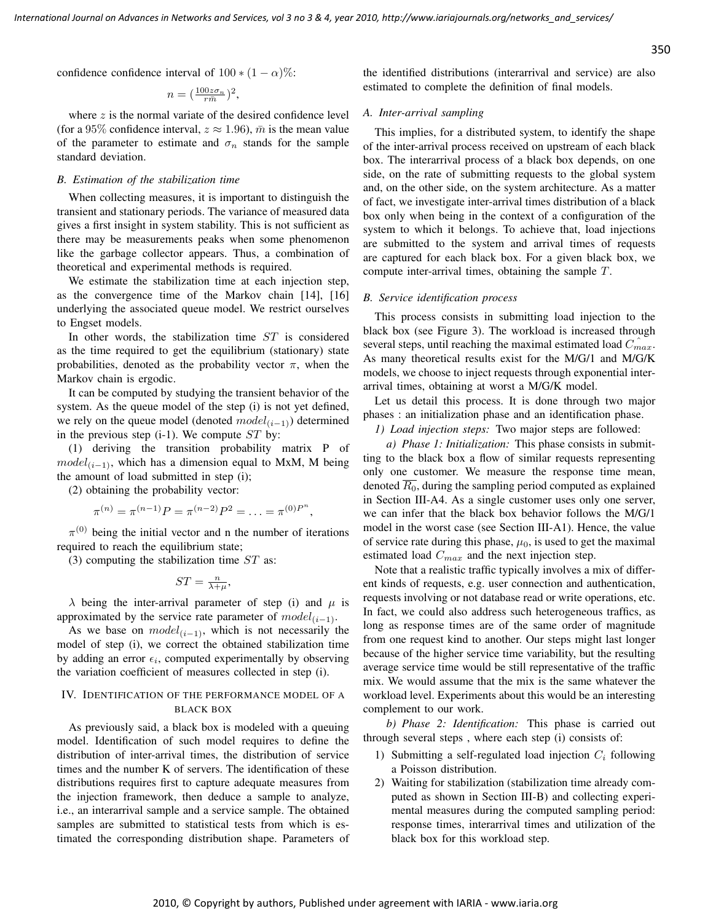confidence confidence interval of $100 * (1 - \alpha)\%$:

$$n = (\frac{100 z \sigma_n}{r \bar{m}})^2,$$

where $z$ is the normal variate of the desired confidence level (for a $95\%$ confidence interval, $z \approx 1.96$), $\bar{m}$ is the mean value of the parameter to estimate and $\sigma_n$ stands for the sample standard deviation.

### B. Estimation of the stabilization time

When collecting measures, it is important to distinguish the transient and stationary periods. The variance of measured data gives a first insight in system stability. This is not sufficient as there may be measurements peaks when some phenomenon like the garbage collector appears. Thus, a combination of theoretical and experimental methods is required.

We estimate the stabilization time at each injection step, as the convergence time of the Markov chain [14], [16] underlying the associated queue model. We restrict ourselves to Engset models.

In other words, the stabilization time $ST$ is considered as the time required to get the equilibrium (stationary) state probabilities, denoted as the probability vector $\pi$, when the Markov chain is ergodic.

It can be computed by studying the transient behavior of the system. As the queue model of the step (i) is not yet defined, we rely on the queue model (denoted $model_{(i-1)}$) determined in the previous step (i-1). We compute $ST$ by:

(1) deriving the transition probability matrix P of $model_{(i-1)}$, which has a dimension equal to MxM, M being the amount of load submitted in step (i);

(2) obtaining the probability vector:

$$\pi^{(n)} = \pi^{(n-1)} P = \pi^{(n-2)} P^2 = \ldots = \pi^{(0)^{P^n}},$$

$\pi^{(0)}$ being the initial vector and n the number of iterations required to reach the equilibrium state;

(3) computing the stabilization time $ST$ as:

$$ST = \frac{n}{\lambda + \mu},$$

$\lambda$ being the inter-arrival parameter of step (i) and $\mu$ is approximated by the service rate parameter of $model_{(i-1)}$.

As we base on $model_{(i-1)}$, which is not necessarily the model of step (i), we correct the obtained stabilization time by adding an error $\epsilon_i$, computed experimentally by observing the variation coefficient of measures collected in step (i).

## IV. Identification of the performance model of a black box

As previously said, a black box is modeled with a queuing model. Identification of such model requires to define the distribution of inter-arrival times, the distribution of service times and the number K of servers. The identification of these distributions requires first to capture adequate measures from the injection framework, then deduce a sample to analyze, i.e., an interarrival sample and a service sample. The obtained samples are submitted to statistical tests from which is estimated the corresponding distribution shape. Parameters of the identified distributions (interarrival and service) are also estimated to complete the definition of final models.

### A. Inter-arrival sampling

This implies, for a distributed system, to identify the shape of the inter-arrival process received on upstream of each black box. The interarrival process of a black box depends, on one side, on the rate of submitting requests to the global system and, on the other side, on the system architecture. As a matter of fact, we investigate inter-arrival times distribution of a black box only when being in the context of a configuration of the system to which it belongs. To achieve that, load injections are submitted to the system and arrival times of requests are captured for each black box. For a given black box, we compute inter-arrival times, obtaining the sample $T$.

### B. Service identification process

This process consists in submitting load injection to the black box (see Figure 3). The workload is increased through several steps, until reaching the maximal estimated load $\hat{C_{max}}$. As many theoretical results exist for the M/G/1 and M/G/K models, we choose to inject requests through exponential inter-arrival times, obtaining at worst a M/G/K model.

Let us detail this process. It is done through two major phases : an initialization phase and an identification phase.

*1) Load injection steps:* Two major steps are followed:

*a) Phase 1: Initialization:* This phase consists in submitting to the black box a flow of similar requests representing only one customer. We measure the response time mean, denoted $\overline{R_0}$, during the sampling period computed as explained in Section III-A4. As a single customer uses only one server, we can infer that the black box behavior follows the M/G/1 model in the worst case (see Section III-A1). Hence, the value of service rate during this phase, $\mu_0$, is used to get the maximal estimated load $C_{max}$ and the next injection step.

Note that a realistic traffic typically involves a mix of different kinds of requests, e.g. user connection and authentication, requests involving or not database read or write operations, etc. In fact, we could also address such heterogeneous traffics, as long as response times are of the same order of magnitude from one request kind to another. Our steps might last longer because of the higher service time variability, but the resulting average service time would be still representative of the traffic mix. We would assume that the mix is the same whatever the workload level. Experiments about this would be an interesting complement to our work.

*b) Phase 2: Identification:* This phase is carried out through several steps , where each step (i) consists of:

1) Submitting a self-regulated load injection $C_i$ following a Poisson distribution.
2) Waiting for stabilization (stabilization time already computed as shown in Section III-B) and collecting experimental measures during the computed sampling period: response times, interarrival times and utilization of the black box for this workload step.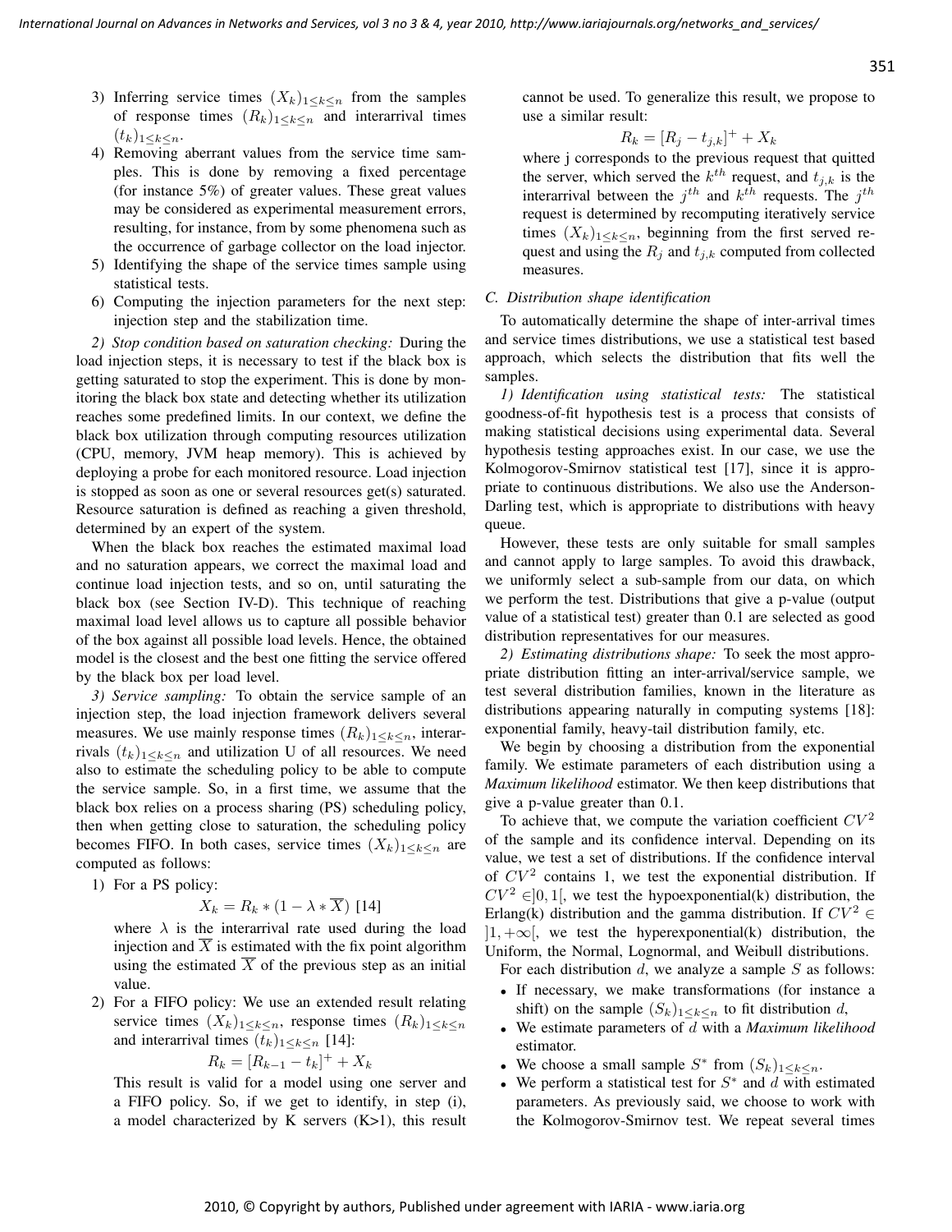3) Inferring service times $(X_k)_{1\leq k\leq n}$ from the samples of response times $(R_k)_{1\leq k\leq n}$ and interarrival times $(t_k)_{1\leq k\leq n}$.
4) Removing aberrant values from the service time samples. This is done by removing a fixed percentage (for instance 5%) of greater values. These great values may be considered as experimental measurement errors, resulting, for instance, from by some phenomena such as the occurrence of garbage collector on the load injector.
5) Identifying the shape of the service times sample using statistical tests.
6) Computing the injection parameters for the next step: injection step and the stabilization time.

*2) Stop condition based on saturation checking:* During the load injection steps, it is necessary to test if the black box is getting saturated to stop the experiment. This is done by monitoring the black box state and detecting whether its utilization reaches some predefined limits. In our context, we define the black box utilization through computing resources utilization (CPU, memory, JVM heap memory). This is achieved by deploying a probe for each monitored resource. Load injection is stopped as soon as one or several resources get(s) saturated. Resource saturation is defined as reaching a given threshold, determined by an expert of the system.

When the black box reaches the estimated maximal load and no saturation appears, we correct the maximal load and continue load injection tests, and so on, until saturating the black box (see Section IV-D). This technique of reaching maximal load level allows us to capture all possible behavior of the box against all possible load levels. Hence, the obtained model is the closest and the best one fitting the service offered by the black box per load level.

*3) Service sampling:* To obtain the service sample of an injection step, the load injection framework delivers several measures. We use mainly response times $(R_k)_{1\leq k\leq n}$, interarrivals $(t_k)_{1\leq k\leq n}$ and utilization U of all resources. We need also to estimate the scheduling policy to be able to compute the service sample. So, in a first time, we assume that the black box relies on a process sharing (PS) scheduling policy, then when getting close to saturation, the scheduling policy becomes FIFO. In both cases, service times $(X_k)_{1\leq k\leq n}$ are computed as follows:

1) For a PS policy:
$$X_k = R_k * (1 - \lambda * \overline{X}) \text{ [14]}$$
where $\lambda$ is the interarrival rate used during the load injection and $\overline{X}$ is estimated with the fix point algorithm using the estimated $\overline{X}$ of the previous step as an initial value.
2) For a FIFO policy: We use an extended result relating service times $(X_k)_{1\leq k\leq n}$, response times $(R_k)_{1\leq k\leq n}$ and interarrival times $(t_k)_{1\leq k\leq n}$ [14]:
$$R_k = [R_{k-1} - t_k]^+ + X_k$$
This result is valid for a model using one server and a FIFO policy. So, if we get to identify, in step (i), a model characterized by K servers (K>1), this result cannot be used. To generalize this result, we propose to use a similar result:
$$R_k = [R_j - t_{j,k}]^+ + X_k$$
where j corresponds to the previous request that quitted the server, which served the $k^{th}$ request, and $t_{j,k}$ is the interarrival between the $j^{th}$ and $k^{th}$ requests. The $j^{th}$ request is determined by recomputing iteratively service times $(X_k)_{1\leq k\leq n}$, beginning from the first served request and using the $R_j$ and $t_{j,k}$ computed from collected measures.

### C. Distribution shape identification

To automatically determine the shape of inter-arrival times and service times distributions, we use a statistical test based approach, which selects the distribution that fits well the samples.

*1) Identification using statistical tests:* The statistical goodness-of-fit hypothesis test is a process that consists of making statistical decisions using experimental data. Several hypothesis testing approaches exist. In our case, we use the Kolmogorov-Smirnov statistical test [17], since it is appropriate to continuous distributions. We also use the Anderson-Darling test, which is appropriate to distributions with heavy queue.

However, these tests are only suitable for small samples and cannot apply to large samples. To avoid this drawback, we uniformly select a sub-sample from our data, on which we perform the test. Distributions that give a p-value (output value of a statistical test) greater than 0.1 are selected as good distribution representatives for our measures.

*2) Estimating distributions shape:* To seek the most appropriate distribution fitting an inter-arrival/service sample, we test several distribution families, known in the literature as distributions appearing naturally in computing systems [18]: exponential family, heavy-tail distribution family, etc.

We begin by choosing a distribution from the exponential family. We estimate parameters of each distribution using a *Maximum likelihood* estimator. We then keep distributions that give a p-value greater than 0.1.

To achieve that, we compute the variation coefficient $CV^2$ of the sample and its confidence interval. Depending on its value, we test a set of distributions. If the confidence interval of $CV^2$ contains 1, we test the exponential distribution. If $CV^2 \in ]0, 1[$, we test the hypoexponential(k) distribution, the Erlang(k) distribution and the gamma distribution. If $CV^2 \in ]1, +\infty[$, we test the hyperexponential(k) distribution, the Uniform, the Normal, Lognormal, and Weibull distributions.

For each distribution $d$, we analyze a sample $S$ as follows:

- If necessary, we make transformations (for instance a shift) on the sample $(S_k)_{1\leq k\leq n}$ to fit distribution $d$,
- We estimate parameters of $d$ with a *Maximum likelihood* estimator.
- We choose a small sample $S^*$ from $(S_k)_{1\leq k\leq n}$.
- We perform a statistical test for $S^*$ and $d$ with estimated parameters. As previously said, we choose to work with the Kolmogorov-Smirnov test. We repeat several times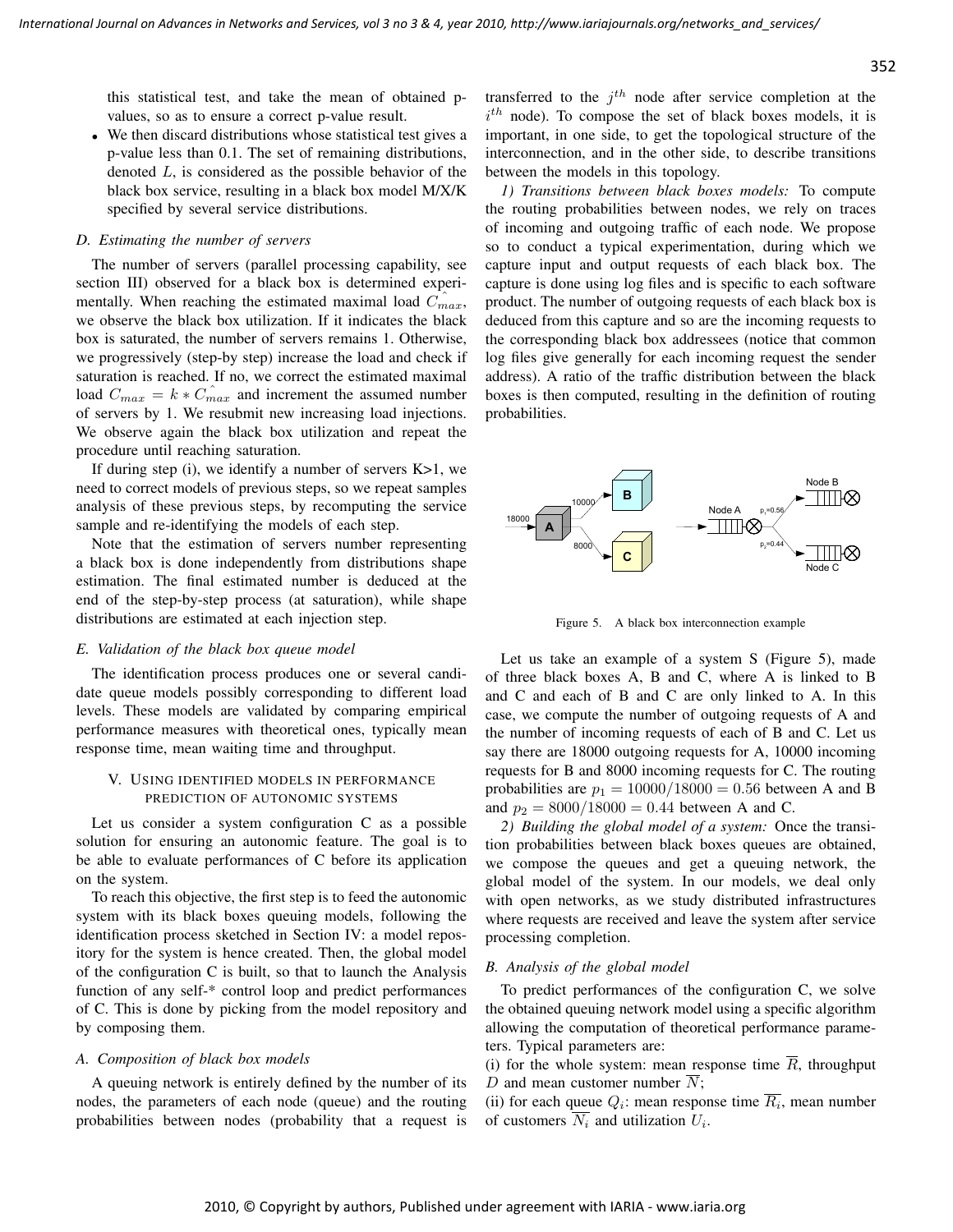this statistical test, and take the mean of obtained p-values, so as to ensure a correct p-value result.

- We then discard distributions whose statistical test gives a p-value less than 0.1. The set of remaining distributions, denoted $L$, is considered as the possible behavior of the black box service, resulting in a black box model M/X/K specified by several service distributions.

### D. Estimating the number of servers

The number of servers (parallel processing capability, see section III) observed for a black box is determined experimentally. When reaching the estimated maximal load $\hat{C_{max}}$, we observe the black box utilization. If it indicates the black box is saturated, the number of servers remains 1. Otherwise, we progressively (step-by step) increase the load and check if saturation is reached. If no, we correct the estimated maximal load $C_{max} = k * \hat{C_{max}}$ and increment the assumed number of servers by 1. We resubmit new increasing load injections. We observe again the black box utilization and repeat the procedure until reaching saturation.

If during step (i), we identify a number of servers K>1, we need to correct models of previous steps, so we repeat samples analysis of these previous steps, by recomputing the service sample and re-identifying the models of each step.

Note that the estimation of servers number representing a black box is done independently from distributions shape estimation. The final estimated number is deduced at the end of the step-by-step process (at saturation), while shape distributions are estimated at each injection step.

### E. Validation of the black box queue model

The identification process produces one or several candidate queue models possibly corresponding to different load levels. These models are validated by comparing empirical performance measures with theoretical ones, typically mean response time, mean waiting time and throughput.

## V. Using identified models in performance prediction of autonomic systems

Let us consider a system configuration C as a possible solution for ensuring an autonomic feature. The goal is to be able to evaluate performances of C before its application on the system.

To reach this objective, the first step is to feed the autonomic system with its black boxes queuing models, following the identification process sketched in Section IV: a model repository for the system is hence created. Then, the global model of the configuration C is built, so that to launch the Analysis function of any self-* control loop and predict performances of C. This is done by picking from the model repository and by composing them.

### A. Composition of black box models

A queuing network is entirely defined by the number of its nodes, the parameters of each node (queue) and the routing probabilities between nodes (probability that a request is transferred to the $j^{th}$ node after service completion at the $i^{th}$ node). To compose the set of black boxes models, it is important, in one side, to get the topological structure of the interconnection, and in the other side, to describe transitions between the models in this topology.

*1) Transitions between black boxes models:* To compute the routing probabilities between nodes, we rely on traces of incoming and outgoing traffic of each node. We propose so to conduct a typical experimentation, during which we capture input and output requests of each black box. The capture is done using log files and is specific to each software product. The number of outgoing requests of each black box is deduced from this capture and so are the incoming requests to the corresponding black box addressees (notice that common log files give generally for each incoming request the sender address). A ratio of the traffic distribution between the black boxes is then computed, resulting in the definition of routing probabilities.

Figure 5. A black box interconnection example

Let us take an example of a system S (Figure 5), made of three black boxes A, B and C, where A is linked to B and C and each of B and C are only linked to A. In this case, we compute the number of outgoing requests of A and the number of incoming requests of each of B and C. Let us say there are 18000 outgoing requests for A, 10000 incoming requests for B and 8000 incoming requests for C. The routing probabilities are $p_1 = 10000/18000 = 0.56$ between A and B and $p_2 = 8000/18000 = 0.44$ between A and C.

*2) Building the global model of a system:* Once the transition probabilities between black boxes queues are obtained, we compose the queues and get a queuing network, the global model of the system. In our models, we deal only with open networks, as we study distributed infrastructures where requests are received and leave the system after service processing completion.

### B. Analysis of the global model

To predict performances of the configuration C, we solve the obtained queuing network model using a specific algorithm allowing the computation of theoretical performance parameters. Typical parameters are:

(i) for the whole system: mean response time $\overline{R}$, throughput $D$ and mean customer number $\overline{N}$;

(ii) for each queue $Q_i$: mean response time $\overline{R_i}$, mean number of customers $\overline{N_i}$ and utilization $U_i$.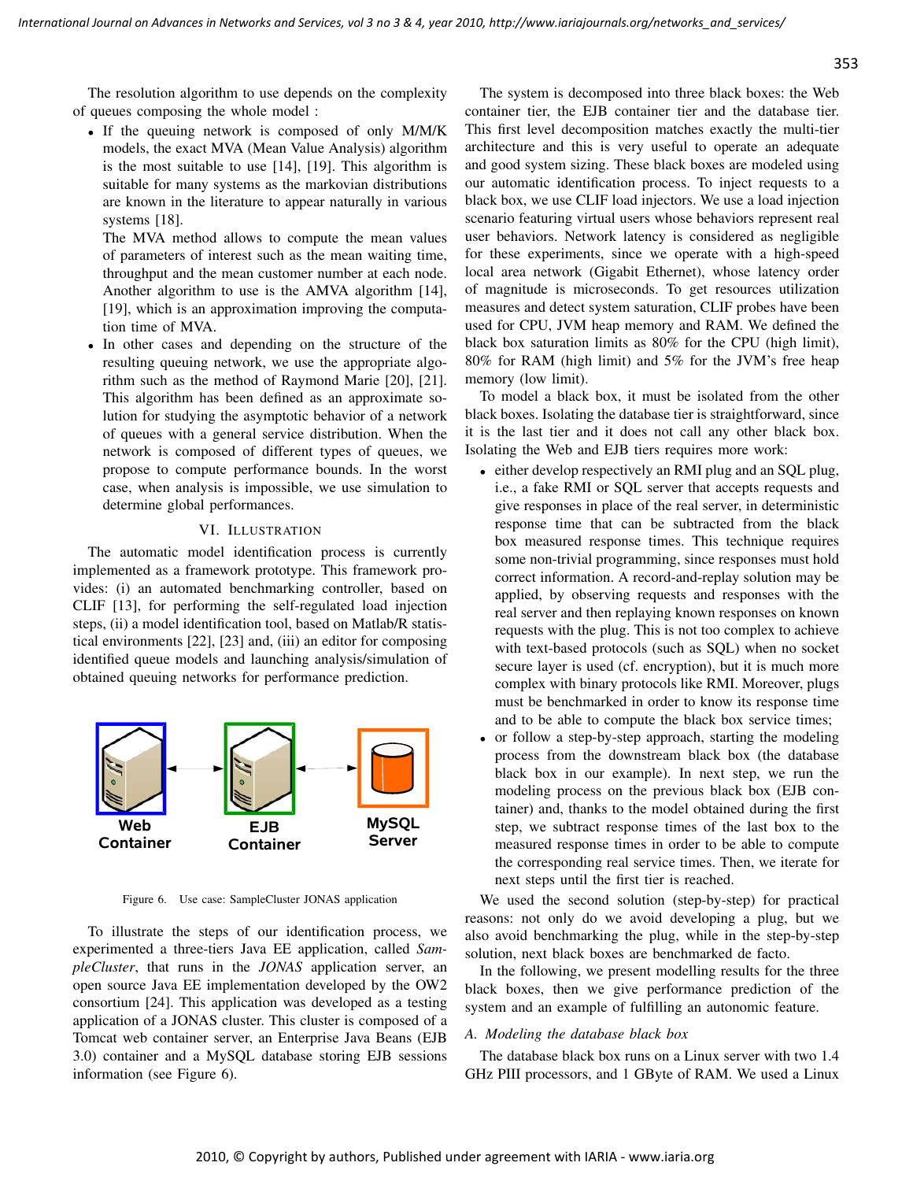The resolution algorithm to use depends on the complexity of queues composing the whole model :

- If the queuing network is composed of only M/M/K models, the exact MVA (Mean Value Analysis) algorithm is the most suitable to use [14], [19]. This algorithm is suitable for many systems as the markovian distributions are known in the literature to appear naturally in various systems [18].
  The MVA method allows to compute the mean values of parameters of interest such as the mean waiting time, throughput and the mean customer number at each node. Another algorithm to use is the AMVA algorithm [14], [19], which is an approximation improving the computation time of MVA.
- In other cases and depending on the structure of the resulting queuing network, we use the appropriate algorithm such as the method of Raymond Marie [20], [21]. This algorithm has been defined as an approximate solution for studying the asymptotic behavior of a network of queues with a general service distribution. When the network is composed of different types of queues, we propose to compute performance bounds. In the worst case, when analysis is impossible, we use simulation to determine global performances.

## VI. Illustration

The automatic model identification process is currently implemented as a framework prototype. This framework provides: (i) an automated benchmarking controller, based on CLIF [13], for performing the self-regulated load injection steps, (ii) a model identification tool, based on Matlab/R statistical environments [22], [23] and, (iii) an editor for composing identified queue models and launching analysis/simulation of obtained queuing networks for performance prediction.

Figure 6. Use case: SampleCluster JONAS application

To illustrate the steps of our identification process, we experimented a three-tiers Java EE application, called *SampleCluster*, that runs in the *JONAS* application server, an open source Java EE implementation developed by the OW2 consortium [24]. This application was developed as a testing application of a JONAS cluster. This cluster is composed of a Tomcat web container server, an Enterprise Java Beans (EJB 3.0) container and a MySQL database storing EJB sessions information (see Figure 6).

The system is decomposed into three black boxes: the Web container tier, the EJB container tier and the database tier. This first level decomposition matches exactly the multi-tier architecture and this is very useful to operate an adequate and good system sizing. These black boxes are modeled using our automatic identification process. To inject requests to a black box, we use CLIF load injectors. We use a load injection scenario featuring virtual users whose behaviors represent real user behaviors. Network latency is considered as negligible for these experiments, since we operate with a high-speed local area network (Gigabit Ethernet), whose latency order of magnitude is microseconds. To get resources utilization measures and detect system saturation, CLIF probes have been used for CPU, JVM heap memory and RAM. We defined the black box saturation limits as 80% for the CPU (high limit), 80% for RAM (high limit) and 5% for the JVM's free heap memory (low limit).

To model a black box, it must be isolated from the other black boxes. Isolating the database tier is straightforward, since it is the last tier and it does not call any other black box. Isolating the Web and EJB tiers requires more work:

- either develop respectively an RMI plug and an SQL plug, i.e., a fake RMI or SQL server that accepts requests and give responses in place of the real server, in deterministic response time that can be subtracted from the black box measured response times. This technique requires some non-trivial programming, since responses must hold correct information. A record-and-replay solution may be applied, by observing requests and responses with the real server and then replaying known responses on known requests with the plug. This is not too complex to achieve with text-based protocols (such as SQL) when no socket secure layer is used (cf. encryption), but it is much more complex with binary protocols like RMI. Moreover, plugs must be benchmarked in order to know its response time and to be able to compute the black box service times;
- or follow a step-by-step approach, starting the modeling process from the downstream black box (the database black box in our example). In next step, we run the modeling process on the previous black box (EJB container) and, thanks to the model obtained during the first step, we subtract response times of the last box to the measured response times in order to be able to compute the corresponding real service times. Then, we iterate for next steps until the first tier is reached.

We used the second solution (step-by-step) for practical reasons: not only do we avoid developing a plug, but we also avoid benchmarking the plug, while in the step-by-step solution, next black boxes are benchmarked de facto.

In the following, we present modelling results for the three black boxes, then we give performance prediction of the system and an example of fulfilling an autonomic feature.

### A. Modeling the database black box

The database black box runs on a Linux server with two 1.4 GHz PIII processors, and 1 GByte of RAM. We used a Linux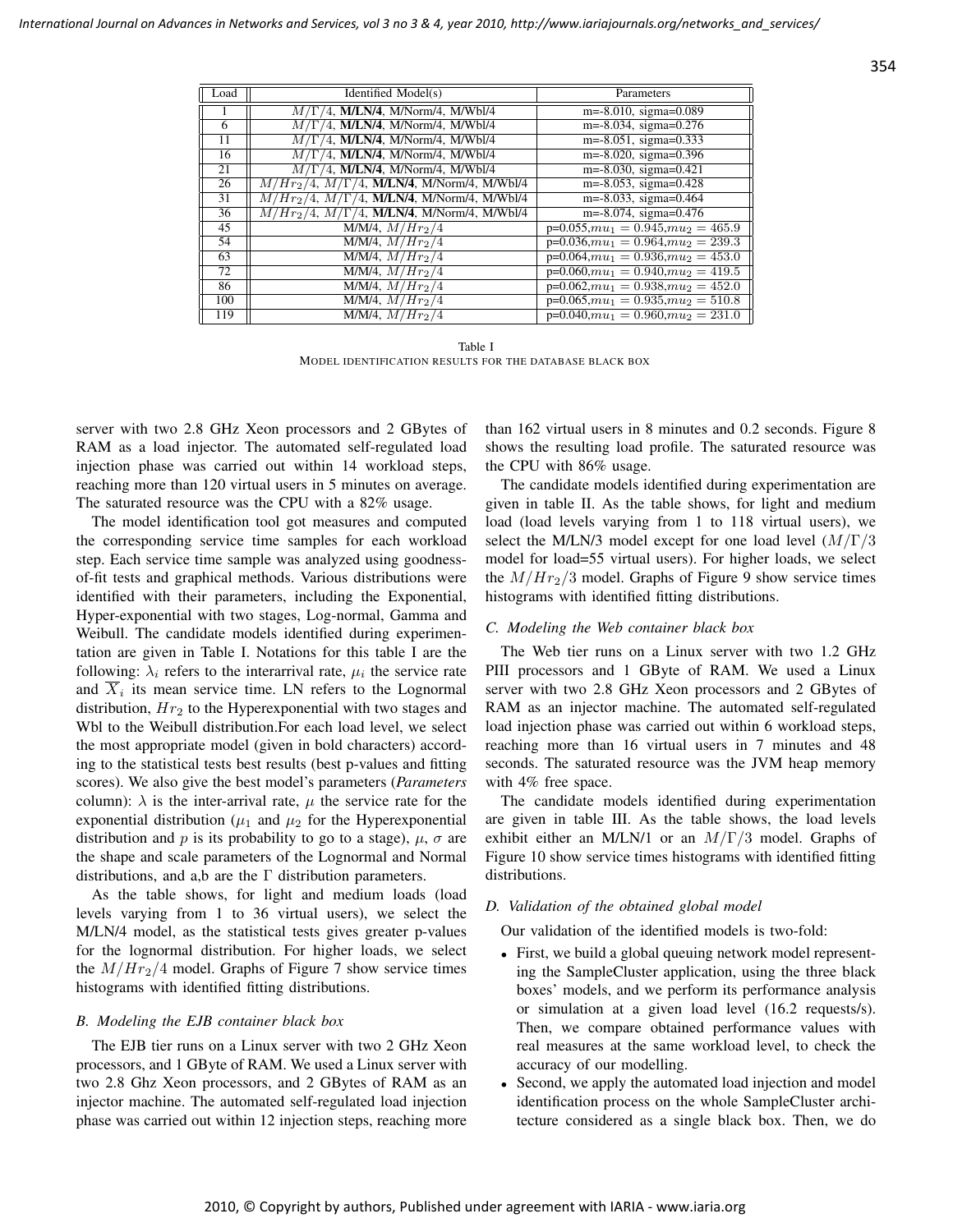| Load | Identified Model(s) | Parameters |
|---|---|---|
| 1 | $M/\Gamma/4$, **M/LN/4**, M/Norm/4, M/Wbl/4 | m=-8.010, sigma=0.089 |
| 6 | $M/\Gamma/4$, **M/LN/4**, M/Norm/4, M/Wbl/4 | m=-8.034, sigma=0.276 |
| 11 | $M/\Gamma/4$, **M/LN/4**, M/Norm/4, M/Wbl/4 | m=-8.051, sigma=0.333 |
| 16 | $M/\Gamma/4$, **M/LN/4**, M/Norm/4, M/Wbl/4 | m=-8.020, sigma=0.396 |
| 21 | $M/\Gamma/4$, **M/LN/4**, M/Norm/4, M/Wbl/4 | m=-8.030, sigma=0.421 |
| 26 | $M/Hr_2/4$, $M/\Gamma/4$, **M/LN/4**, M/Norm/4, M/Wbl/4 | m=-8.053, sigma=0.428 |
| 31 | $M/Hr_2/4$, $M/\Gamma/4$, **M/LN/4**, M/Norm/4, M/Wbl/4 | m=-8.033, sigma=0.464 |
| 36 | $M/Hr_2/4$, $M/\Gamma/4$, **M/LN/4**, M/Norm/4, M/Wbl/4 | m=-8.074, sigma=0.476 |
| 45 | M/M/4, $M/Hr_2/4$ | p=0.055,$mu_1 = 0.945$,$mu_2 = 465.9$ |
| 54 | M/M/4, $M/Hr_2/4$ | p=0.036,$mu_1 = 0.964$,$mu_2 = 239.3$ |
| 63 | M/M/4, $M/Hr_2/4$ | p=0.064,$mu_1 = 0.936$,$mu_2 = 453.0$ |
| 72 | M/M/4, $M/Hr_2/4$ | p=0.060,$mu_1 = 0.940$,$mu_2 = 419.5$ |
| 86 | M/M/4, $M/Hr_2/4$ | p=0.062,$mu_1 = 0.938$,$mu_2 = 452.0$ |
| 100 | M/M/4, $M/Hr_2/4$ | p=0.065,$mu_1 = 0.935$,$mu_2 = 510.8$ |
| 119 | M/M/4, $M/Hr_2/4$ | p=0.040,$mu_1 = 0.960$,$mu_2 = 231.0$ |

Table I
MODEL IDENTIFICATION RESULTS FOR THE DATABASE BLACK BOX

server with two 2.8 GHz Xeon processors and 2 GBytes of RAM as a load injector. The automated self-regulated load injection phase was carried out within 14 workload steps, reaching more than 120 virtual users in 5 minutes on average. The saturated resource was the CPU with a 82% usage.

The model identification tool got measures and computed the corresponding service time samples for each workload step. Each service time sample was analyzed using goodness-of-fit tests and graphical methods. Various distributions were identified with their parameters, including the Exponential, Hyper-exponential with two stages, Log-normal, Gamma and Weibull. The candidate models identified during experimentation are given in Table I. Notations for this table I are the following: $\lambda_i$ refers to the interarrival rate, $\mu_i$ the service rate and $\overline{X}_i$ its mean service time. LN refers to the Lognormal distribution, $Hr_2$ to the Hyperexponential with two stages and Wbl to the Weibull distribution.For each load level, we select the most appropriate model (given in bold characters) according to the statistical tests best results (best p-values and fitting scores). We also give the best model's parameters (*Parameters* column): $\lambda$ is the inter-arrival rate, $\mu$ the service rate for the exponential distribution ($\mu_1$ and $\mu_2$ for the Hyperexponential distribution and $p$ is its probability to go to a stage), $\mu$, $\sigma$ are the shape and scale parameters of the Lognormal and Normal distributions, and a,b are the $\Gamma$ distribution parameters.

As the table shows, for light and medium loads (load levels varying from 1 to 36 virtual users), we select the M/LN/4 model, as the statistical tests gives greater p-values for the lognormal distribution. For higher loads, we select the $M/Hr_2/4$ model. Graphs of Figure 7 show service times histograms with identified fitting distributions.

### B. Modeling the EJB container black box

The EJB tier runs on a Linux server with two 2 GHz Xeon processors, and 1 GByte of RAM. We used a Linux server with two 2.8 Ghz Xeon processors, and 2 GBytes of RAM as an injector machine. The automated self-regulated load injection phase was carried out within 12 injection steps, reaching more than 162 virtual users in 8 minutes and 0.2 seconds. Figure 8 shows the resulting load profile. The saturated resource was the CPU with 86% usage.

The candidate models identified during experimentation are given in table II. As the table shows, for light and medium load (load levels varying from 1 to 118 virtual users), we select the M/LN/3 model except for one load level ($M/\Gamma/3$ model for load=55 virtual users). For higher loads, we select the $M/Hr_2/3$ model. Graphs of Figure 9 show service times histograms with identified fitting distributions.

### C. Modeling the Web container black box

The Web tier runs on a Linux server with two 1.2 GHz PIII processors and 1 GByte of RAM. We used a Linux server with two 2.8 GHz Xeon processors and 2 GBytes of RAM as an injector machine. The automated self-regulated load injection phase was carried out within 6 workload steps, reaching more than 16 virtual users in 7 minutes and 48 seconds. The saturated resource was the JVM heap memory with 4% free space.

The candidate models identified during experimentation are given in table III. As the table shows, the load levels exhibit either an M/LN/1 or an $M/\Gamma/3$ model. Graphs of Figure 10 show service times histograms with identified fitting distributions.

### D. Validation of the obtained global model

Our validation of the identified models is two-fold:

- First, we build a global queuing network model representing the SampleCluster application, using the three black boxes' models, and we perform its performance analysis or simulation at a given load level (16.2 requests/s). Then, we compare obtained performance values with real measures at the same workload level, to check the accuracy of our modelling.
- Second, we apply the automated load injection and model identification process on the whole SampleCluster architecture considered as a single black box. Then, we do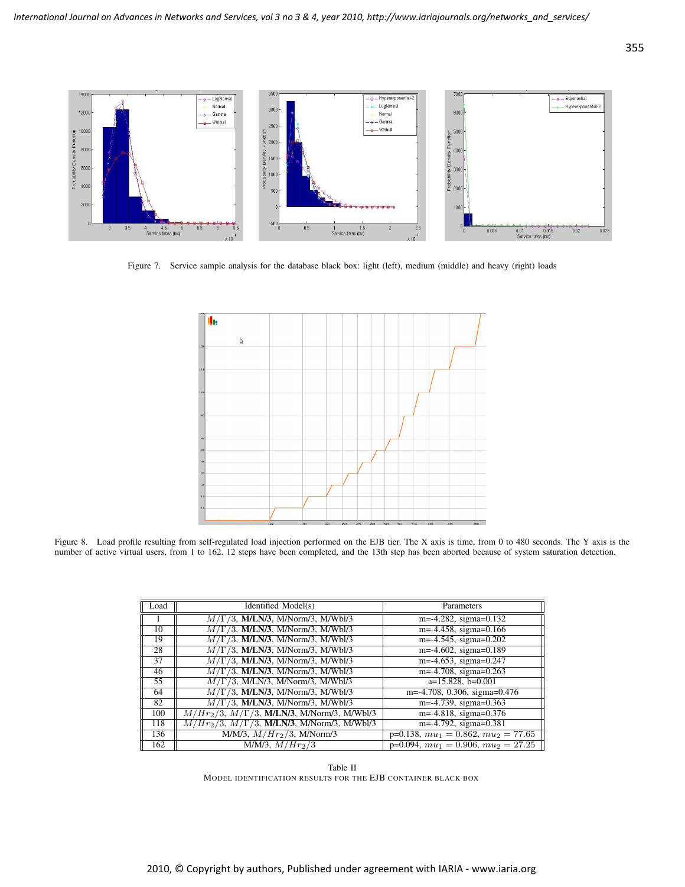Figure 7. Service sample analysis for the database black box: light (left), medium (middle) and heavy (right) loads

Figure 8. Load profile resulting from self-regulated load injection performed on the EJB tier. The X axis is time, from 0 to 480 seconds. The Y axis is the number of active virtual users, from 1 to 162. 12 steps have been completed, and the 13th step has been aborted because of system saturation detection.

| Load | Identified Model(s) | Parameters |
|---|---|---|
| 1 | $M/\Gamma/3$, **M/LN/3**, M/Norm/3, M/Wbl/3 | m=-4.282, sigma=0.132 |
| 10 | $M/\Gamma/3$, **M/LN/3**, M/Norm/3, M/Wbl/3 | m=-4.458, sigma=0.166 |
| 19 | $M/\Gamma/3$, **M/LN/3**, M/Norm/3, M/Wbl/3 | m=-4.545, sigma=0.202 |
| 28 | $M/\Gamma/3$, **M/LN/3**, M/Norm/3, M/Wbl/3 | m=-4.602, sigma=0.189 |
| 37 | $M/\Gamma/3$, **M/LN/3**, M/Norm/3, M/Wbl/3 | m=-4.653, sigma=0.247 |
| 46 | $M/\Gamma/3$, **M/LN/3**, M/Norm/3, M/Wbl/3 | m=-4.708, sigma=0.263 |
| 55 | $M/\Gamma/3$, M/LN/3, M/Norm/3, M/Wbl/3 | a=15.828, b=0.001 |
| 64 | $M/\Gamma/3$, **M/LN/3**, M/Norm/3, M/Wbl/3 | m=-4.708, 0.306, sigma=0.476 |
| 82 | $M/\Gamma/3$, **M/LN/3**, M/Norm/3, M/Wbl/3 | m=-4.739, sigma=0.363 |
| 100 | $M/Hr_2/3$, $M/\Gamma/3$, **M/LN/3**, M/Norm/3, M/Wbl/3 | m=-4.818, sigma=0.376 |
| 118 | $M/Hr_2/3$, $M/\Gamma/3$, **M/LN/3**, M/Norm/3, M/Wbl/3 | m=-4.792, sigma=0.381 |
| 136 | M/M/3, $M/Hr_2/3$, M/Norm/3 | p=0.138, $mu_1 = 0.862$, $mu_2 = 77.65$ |
| 162 | M/M/3, $M/Hr_2/3$ | p=0.094, $mu_1 = 0.906$, $mu_2 = 27.25$ |

Table II
MODEL IDENTIFICATION RESULTS FOR THE EJB CONTAINER BLACK BOX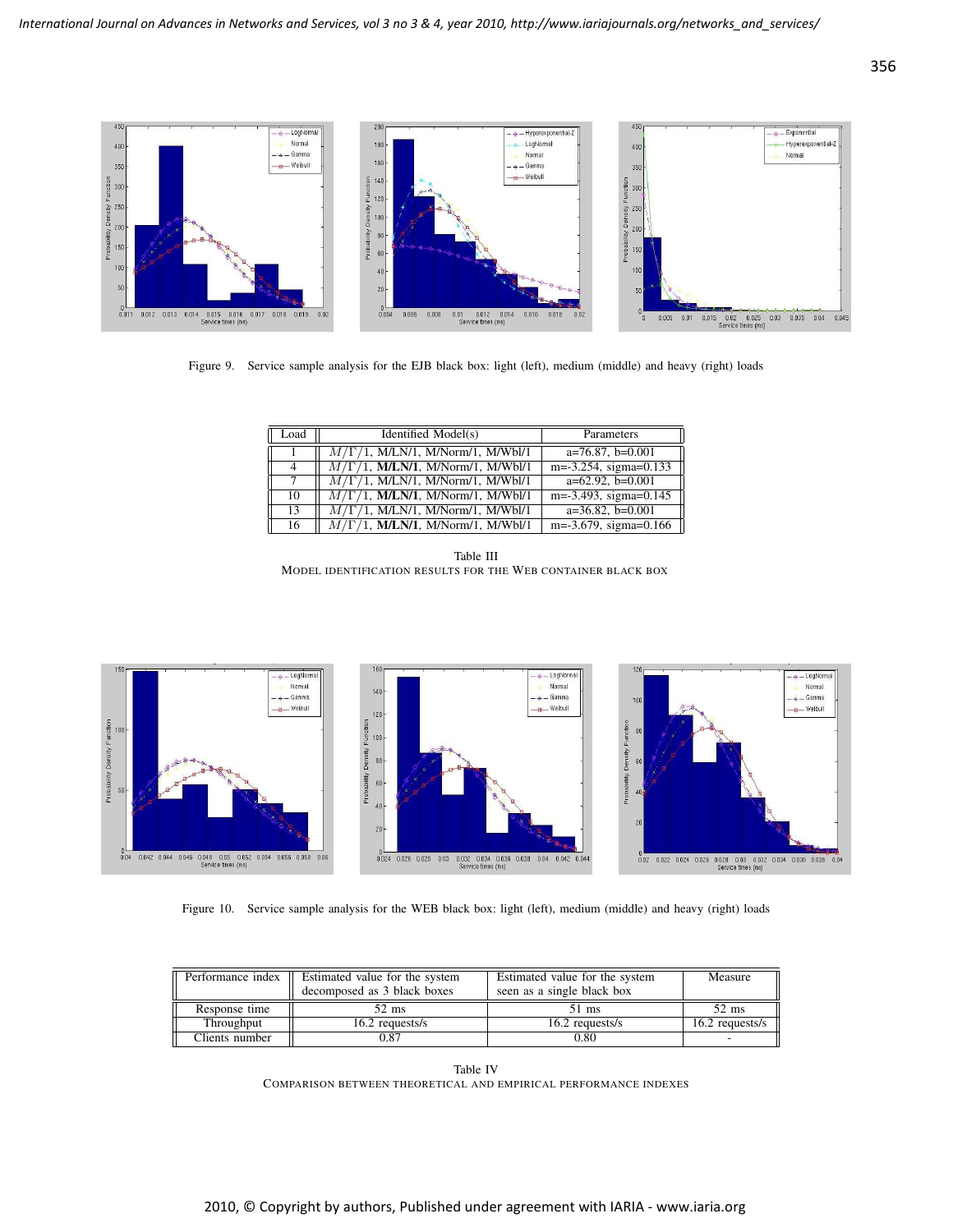Figure 9. Service sample analysis for the EJB black box: light (left), medium (middle) and heavy (right) loads

| Load | Identified Model(s) | Parameters |
|---|---|---|
| 1 | $M/\Gamma/1$, M/LN/1, M/Norm/1, M/Wbl/1 | a=76.87, b=0.001 |
| 4 | $M/\Gamma/1$, **M/LN/1**, M/Norm/1, M/Wbl/1 | m=-3.254, sigma=0.133 |
| 7 | $M/\Gamma/1$, M/LN/1, M/Norm/1, M/Wbl/1 | a=62.92, b=0.001 |
| 10 | $M/\Gamma/1$, **M/LN/1**, M/Norm/1, M/Wbl/1 | m=-3.493, sigma=0.145 |
| 13 | $M/\Gamma/1$, M/LN/1, M/Norm/1, M/Wbl/1 | a=36.82, b=0.001 |
| 16 | $M/\Gamma/1$, **M/LN/1**, M/Norm/1, M/Wbl/1 | m=-3.679, sigma=0.166 |

Table III
MODEL IDENTIFICATION RESULTS FOR THE WEB CONTAINER BLACK BOX

Figure 10. Service sample analysis for the WEB black box: light (left), medium (middle) and heavy (right) loads

| Performance index | Estimated value for the system decomposed as 3 black boxes | Estimated value for the system seen as a single black box | Measure |
|---|---|---|---|
| Response time | 52 ms | 51 ms | 52 ms |
| Throughput | 16.2 requests/s | 16.2 requests/s | 16.2 requests/s |
| Clients number | 0.87 | 0.80 | - |

Table IV
COMPARISON BETWEEN THEORETICAL AND EMPIRICAL PERFORMANCE INDEXES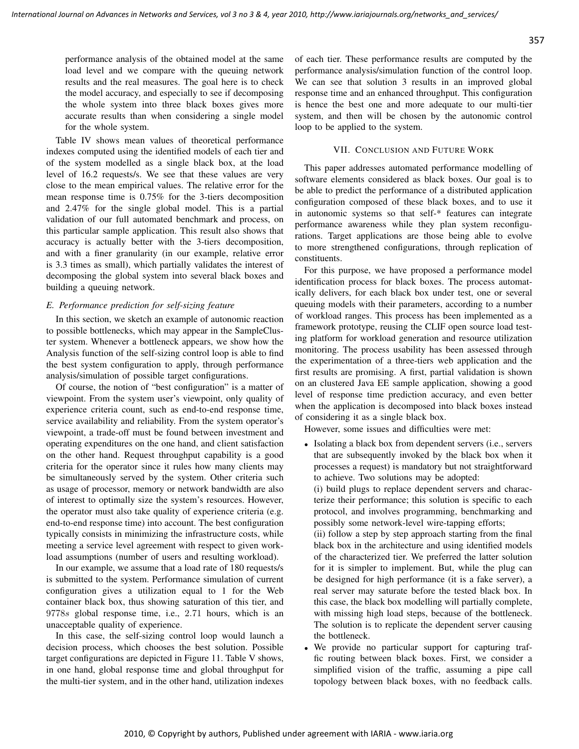performance analysis of the obtained model at the same load level and we compare with the queuing network results and the real measures. The goal here is to check the model accuracy, and especially to see if decomposing the whole system into three black boxes gives more accurate results than when considering a single model for the whole system.

Table IV shows mean values of theoretical performance indexes computed using the identified models of each tier and of the system modelled as a single black box, at the load level of 16.2 requests/s. We see that these values are very close to the mean empirical values. The relative error for the mean response time is 0.75% for the 3-tiers decomposition and 2.47% for the single global model. This is a partial validation of our full automated benchmark and process, on this particular sample application. This result also shows that accuracy is actually better with the 3-tiers decomposition, and with a finer granularity (in our example, relative error is 3.3 times as small), which partially validates the interest of decomposing the global system into several black boxes and building a queuing network.

### E. Performance prediction for self-sizing feature

In this section, we sketch an example of autonomic reaction to possible bottlenecks, which may appear in the SampleCluster system. Whenever a bottleneck appears, we show how the Analysis function of the self-sizing control loop is able to find the best system configuration to apply, through performance analysis/simulation of possible target configurations.

Of course, the notion of "best configuration" is a matter of viewpoint. From the system user's viewpoint, only quality of experience criteria count, such as end-to-end response time, service availability and reliability. From the system operator's viewpoint, a trade-off must be found between investment and operating expenditures on the one hand, and client satisfaction on the other hand. Request throughput capability is a good criteria for the operator since it rules how many clients may be simultaneously served by the system. Other criteria such as usage of processor, memory or network bandwidth are also of interest to optimally size the system's resources. However, the operator must also take quality of experience criteria (e.g. end-to-end response time) into account. The best configuration typically consists in minimizing the infrastructure costs, while meeting a service level agreement with respect to given workload assumptions (number of users and resulting workload).

In our example, we assume that a load rate of 180 requests/s is submitted to the system. Performance simulation of current configuration gives a utilization equal to 1 for the Web container black box, thus showing saturation of this tier, and $9778s$ global response time, i.e., 2.71 hours, which is an unacceptable quality of experience.

In this case, the self-sizing control loop would launch a decision process, which chooses the best solution. Possible target configurations are depicted in Figure 11. Table V shows, in one hand, global response time and global throughput for the multi-tier system, and in the other hand, utilization indexes of each tier. These performance results are computed by the performance analysis/simulation function of the control loop. We can see that solution 3 results in an improved global response time and an enhanced throughput. This configuration is hence the best one and more adequate to our multi-tier system, and then will be chosen by the autonomic control loop to be applied to the system.

## VII. Conclusion and Future Work

This paper addresses automated performance modelling of software elements considered as black boxes. Our goal is to be able to predict the performance of a distributed application configuration composed of these black boxes, and to use it in autonomic systems so that self-* features can integrate performance awareness while they plan system reconfigurations. Target applications are those being able to evolve to more strengthened configurations, through replication of constituents.

For this purpose, we have proposed a performance model identification process for black boxes. The process automatically delivers, for each black box under test, one or several queuing models with their parameters, according to a number of workload ranges. This process has been implemented as a framework prototype, reusing the CLIF open source load testing platform for workload generation and resource utilization monitoring. The process usability has been assessed through the experimentation of a three-tiers web application and the first results are promising. A first, partial validation is shown on an clustered Java EE sample application, showing a good level of response time prediction accuracy, and even better when the application is decomposed into black boxes instead of considering it as a single black box.

However, some issues and difficulties were met:

- Isolating a black box from dependent servers (i.e., servers that are subsequently invoked by the black box when it processes a request) is mandatory but not straightforward to achieve. Two solutions may be adopted:
  (i) build plugs to replace dependent servers and characterize their performance; this solution is specific to each protocol, and involves programming, benchmarking and possibly some network-level wire-tapping efforts;
  (ii) follow a step by step approach starting from the final black box in the architecture and using identified models of the characterized tier. We preferred the latter solution for it is simpler to implement. But, while the plug can be designed for high performance (it is a fake server), a real server may saturate before the tested black box. In this case, the black box modelling will partially complete, with missing high load steps, because of the bottleneck. The solution is to replicate the dependent server causing the bottleneck.
- We provide no particular support for capturing traffic routing between black boxes. First, we consider a simplified vision of the traffic, assuming a pipe call topology between black boxes, with no feedback calls.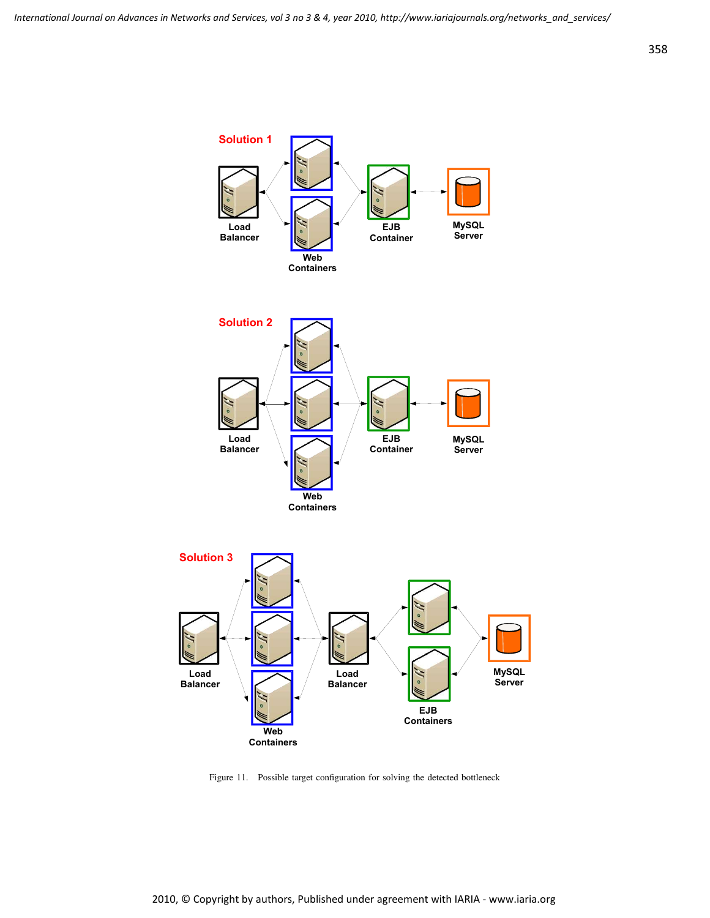Figure 11. Possible target configuration for solving the detected bottleneck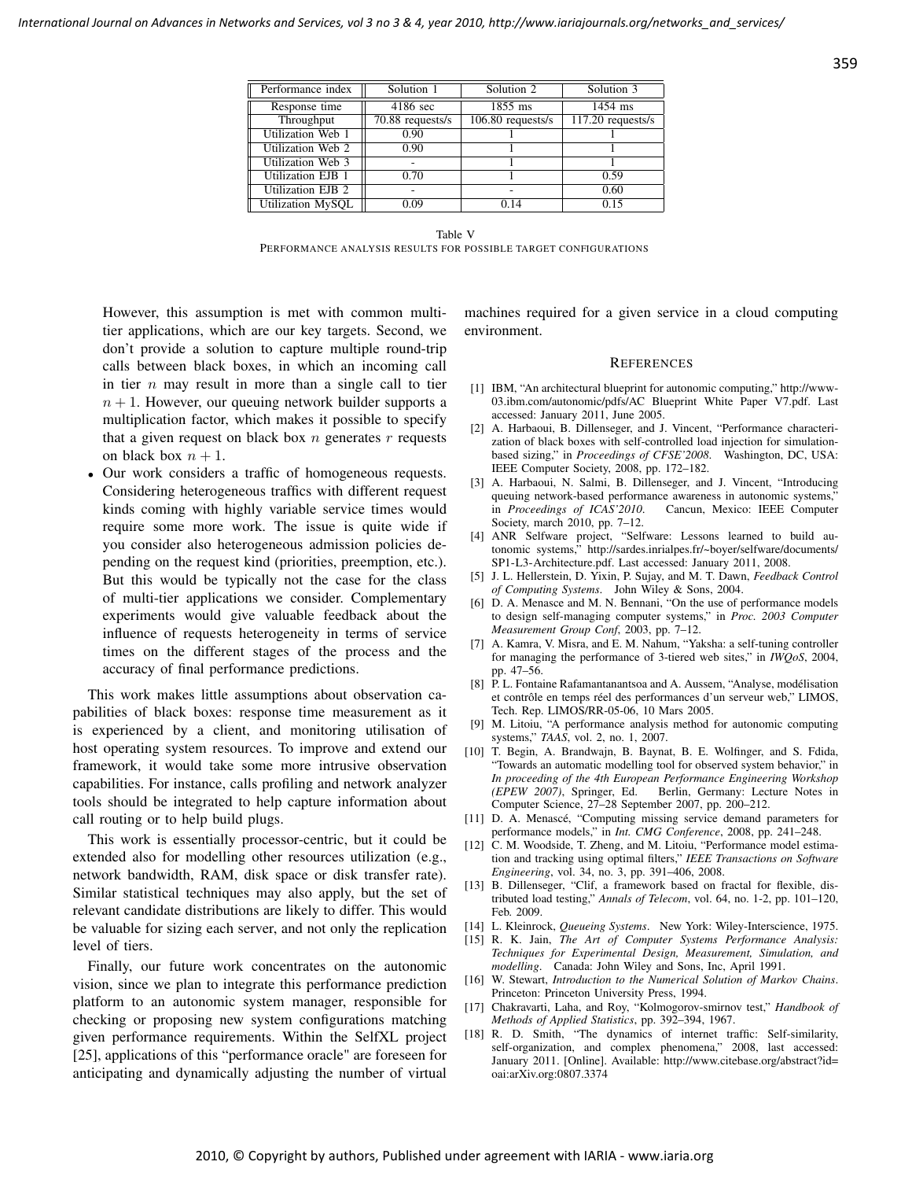| Performance index | Solution 1 | Solution 2 | Solution 3 |
| --- | --- | --- | --- |
| Response time | 4186 sec | 1855 ms | 1454 ms |
| Throughput | 70.88 requests/s | 106.80 requests/s | 117.20 requests/s |
| Utilization Web 1 | 0.90 | 1 | 1 |
| Utilization Web 2 | 0.90 | 1 | 1 |
| Utilization Web 3 | - | 1 | 1 |
| Utilization EJB 1 | 0.70 | 1 | 0.59 |
| Utilization EJB 2 | - | - | 0.60 |
| Utilization MySQL | 0.09 | 0.14 | 0.15 |

Table V
PERFORMANCE ANALYSIS RESULTS FOR POSSIBLE TARGET CONFIGURATIONS

However, this assumption is met with common multi-tier applications, which are our key targets. Second, we don't provide a solution to capture multiple round-trip calls between black boxes, in which an incoming call in tier $n$ may result in more than a single call to tier $n+1$. However, our queuing network builder supports a multiplication factor, which makes it possible to specify that a given request on black box $n$ generates $r$ requests on black box $n+1$.

- Our work considers a traffic of homogeneous requests. Considering heterogeneous traffics with different request kinds coming with highly variable service times would require some more work. The issue is quite wide if you consider also heterogeneous admission policies depending on the request kind (priorities, preemption, etc.). But this would be typically not the case for the class of multi-tier applications we consider. Complementary experiments would give valuable feedback about the influence of requests heterogeneity in terms of service times on the different stages of the process and the accuracy of final performance predictions.

This work makes little assumptions about observation capabilities of black boxes: response time measurement as it is experienced by a client, and monitoring utilisation of host operating system resources. To improve and extend our framework, it would take some more intrusive observation capabilities. For instance, calls profiling and network analyzer tools should be integrated to help capture information about call routing or to help build plugs.

This work is essentially processor-centric, but it could be extended also for modelling other resources utilization (e.g., network bandwidth, RAM, disk space or disk transfer rate). Similar statistical techniques may also apply, but the set of relevant candidate distributions are likely to differ. This would be valuable for sizing each server, and not only the replication level of tiers.

Finally, our future work concentrates on the autonomic vision, since we plan to integrate this performance prediction platform to an autonomic system manager, responsible for checking or proposing new system configurations matching given performance requirements. Within the SelfXL project [25], applications of this "performance oracle" are foreseen for anticipating and dynamically adjusting the number of virtual machines required for a given service in a cloud computing environment.

## REFERENCES

[1] IBM, "An architectural blueprint for autonomic computing," http://www-03.ibm.com/autonomic/pdfs/AC Blueprint White Paper V7.pdf. Last accessed: January 2011, June 2005.

[2] A. Harbaoui, B. Dillenseger, and J. Vincent, "Performance characterization of black boxes with self-controlled load injection for simulation-based sizing," in *Proceedings of CFSE'2008*. Washington, DC, USA: IEEE Computer Society, 2008, pp. 172–182.

[3] A. Harbaoui, N. Salmi, B. Dillenseger, and J. Vincent, "Introducing queuing network-based performance awareness in autonomic systems," in *Proceedings of ICAS'2010*. Cancun, Mexico: IEEE Computer Society, march 2010, pp. 7–12.

[4] ANR Selfware project, "Selfware: Lessons learned to build autonomic systems," http://sardes.inrialpes.fr/~boyer/selfware/documents/SP1-L3-Architecture.pdf. Last accessed: January 2011, 2008.

[5] J. L. Hellerstein, D. Yixin, P. Sujay, and M. T. Dawn, *Feedback Control of Computing Systems*. John Wiley & Sons, 2004.

[6] D. A. Menasce and M. N. Bennani, "On the use of performance models to design self-managing computer systems," in *Proc. 2003 Computer Measurement Group Conf*, 2003, pp. 7–12.

[7] A. Kamra, V. Misra, and E. M. Nahum, "Yaksha: a self-tuning controller for managing the performance of 3-tiered web sites," in *IWQoS*, 2004, pp. 47–56.

[8] P. L. Fontaine Rafamantanantsoa and A. Aussem, "Analyse, modélisation et contrôle en temps réel des performances d'un serveur web," LIMOS, Tech. Rep. LIMOS/RR-05-06, 10 Mars 2005.

[9] M. Litoiu, "A performance analysis method for autonomic computing systems," *TAAS*, vol. 2, no. 1, 2007.

[10] T. Begin, A. Brandwajn, B. Baynat, B. E. Wolfinger, and S. Fdida, "Towards an automatic modelling tool for observed system behavior," in *In proceeding of the 4th European Performance Engineering Workshop (EPEW 2007)*, Springer, Ed. Berlin, Germany: Lecture Notes in Computer Science, 27–28 September 2007, pp. 200–212.

[11] D. A. Menascé, "Computing missing service demand parameters for performance models," in *Int. CMG Conference*, 2008, pp. 241–248.

[12] C. M. Woodside, T. Zheng, and M. Litoiu, "Performance model estimation and tracking using optimal filters," *IEEE Transactions on Software Engineering*, vol. 34, no. 3, pp. 391–406, 2008.

[13] B. Dillenseger, "Clif, a framework based on fractal for flexible, distributed load testing," *Annals of Telecom*, vol. 64, no. 1-2, pp. 101–120, Feb. 2009.

[14] L. Kleinrock, *Queueing Systems*. New York: Wiley-Interscience, 1975.

[15] R. K. Jain, *The Art of Computer Systems Performance Analysis: Techniques for Experimental Design, Measurement, Simulation, and modelling*. Canada: John Wiley and Sons, Inc, April 1991.

[16] W. Stewart, *Introduction to the Numerical Solution of Markov Chains*. Princeton: Princeton University Press, 1994.

[17] Chakravarti, Laha, and Roy, "Kolmogorov-smirnov test," *Handbook of Methods of Applied Statistics*, pp. 392–394, 1967.

[18] R. D. Smith, "The dynamics of internet traffic: Self-similarity, self-organization, and complex phenomena," 2008, last accessed: January 2011. [Online]. Available: http://www.citebase.org/abstract?id=oai:arXiv.org:0807.3374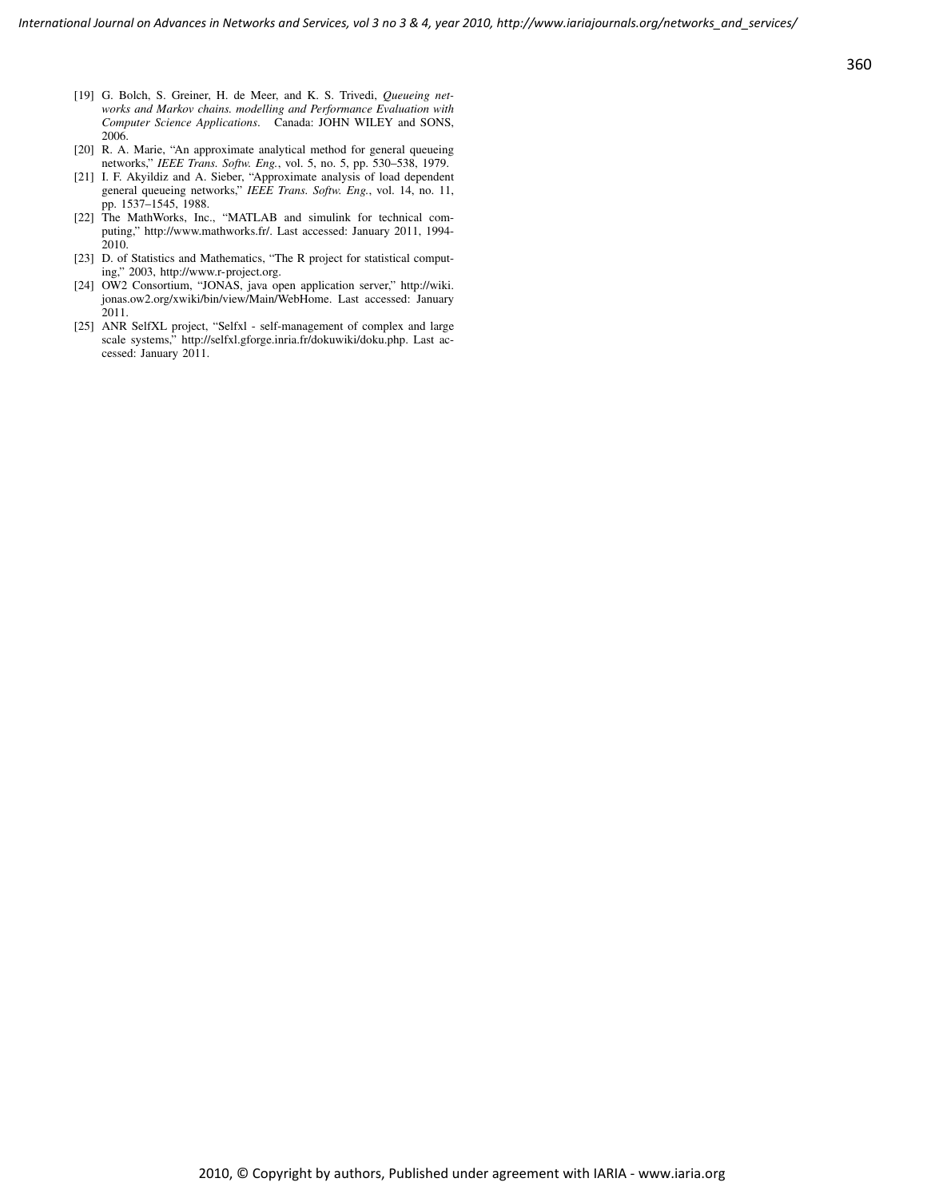[19] G. Bolch, S. Greiner, H. de Meer, and K. S. Trivedi, *Queueing networks and Markov chains. modelling and Performance Evaluation with Computer Science Applications*. Canada: JOHN WILEY and SONS, 2006.

[20] R. A. Marie, "An approximate analytical method for general queueing networks," *IEEE Trans. Softw. Eng.*, vol. 5, no. 5, pp. 530–538, 1979.

[21] I. F. Akyildiz and A. Sieber, "Approximate analysis of load dependent general queueing networks," *IEEE Trans. Softw. Eng.*, vol. 14, no. 11, pp. 1537–1545, 1988.

[22] The MathWorks, Inc., "MATLAB and simulink for technical computing," http://www.mathworks.fr/. Last accessed: January 2011, 1994-2010.

[23] D. of Statistics and Mathematics, "The R project for statistical computing," 2003, http://www.r-project.org.

[24] OW2 Consortium, "JONAS, java open application server," http://wiki.jonas.ow2.org/xwiki/bin/view/Main/WebHome. Last accessed: January 2011.

[25] ANR SelfXL project, "Selfxl - self-management of complex and large scale systems," http://selfxl.gforge.inria.fr/dokuwiki/doku.php. Last accessed: January 2011.